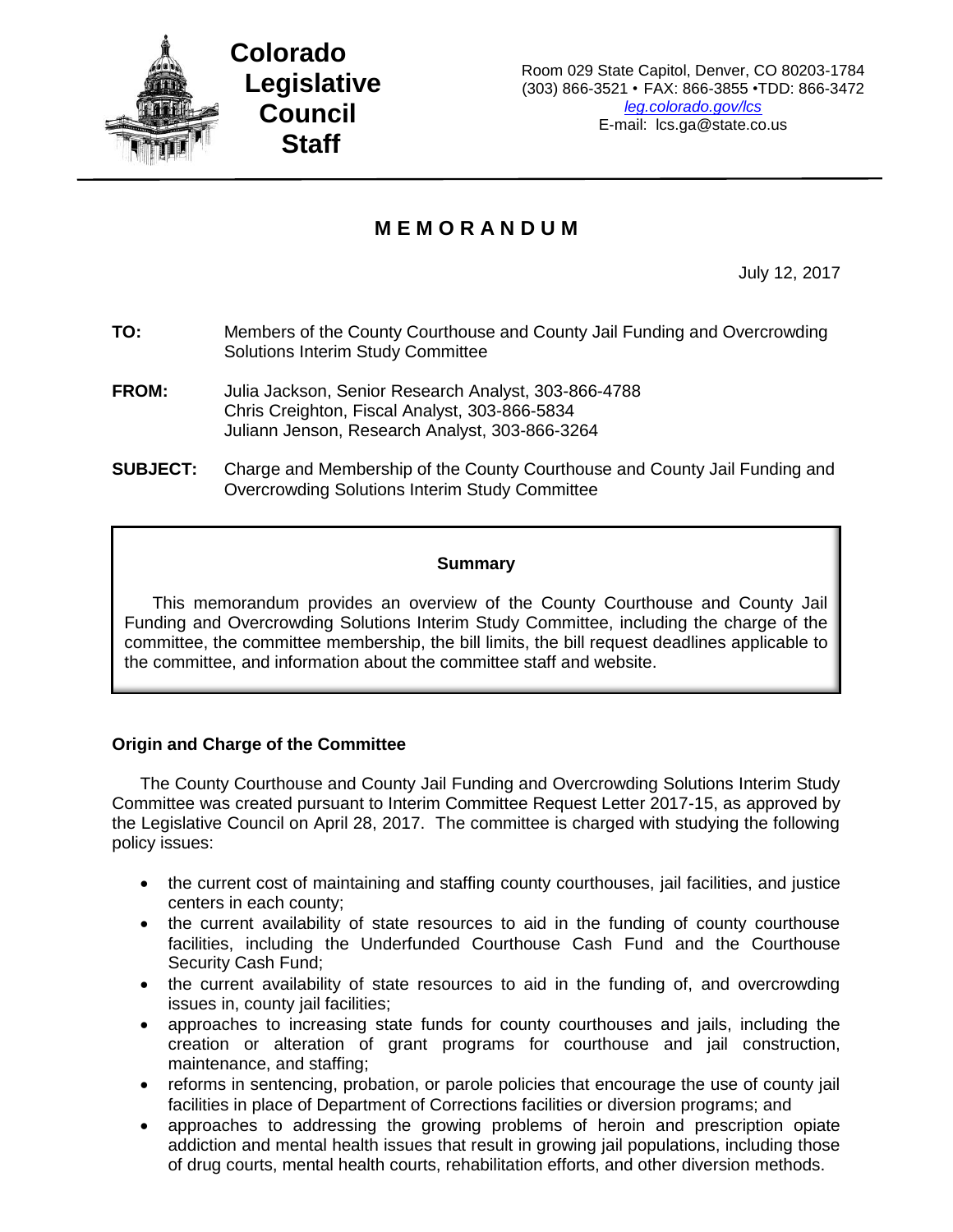**Colorado Legislative Council Staff**

Room 029 State Capitol, Denver, CO 80203-1784
(303) 866-3521 • FAX: 866-3855 •TDD: 866-3472
*leg.colorado.gov/lcs*
E-mail: lcs.ga@state.co.us

# M E M O R A N D U M

July 12, 2017

**TO:** Members of the County Courthouse and County Jail Funding and Overcrowding Solutions Interim Study Committee

**FROM:** Julia Jackson, Senior Research Analyst, 303-866-4788
Chris Creighton, Fiscal Analyst, 303-866-5834
Juliann Jenson, Research Analyst, 303-866-3264

**SUBJECT:** Charge and Membership of the County Courthouse and County Jail Funding and Overcrowding Solutions Interim Study Committee

**Summary**

This memorandum provides an overview of the County Courthouse and County Jail Funding and Overcrowding Solutions Interim Study Committee, including the charge of the committee, the committee membership, the bill limits, the bill request deadlines applicable to the committee, and information about the committee staff and website.

## Origin and Charge of the Committee

The County Courthouse and County Jail Funding and Overcrowding Solutions Interim Study Committee was created pursuant to Interim Committee Request Letter 2017-15, as approved by the Legislative Council on April 28, 2017. The committee is charged with studying the following policy issues:

- the current cost of maintaining and staffing county courthouses, jail facilities, and justice centers in each county;
- the current availability of state resources to aid in the funding of county courthouse facilities, including the Underfunded Courthouse Cash Fund and the Courthouse Security Cash Fund;
- the current availability of state resources to aid in the funding of, and overcrowding issues in, county jail facilities;
- approaches to increasing state funds for county courthouses and jails, including the creation or alteration of grant programs for courthouse and jail construction, maintenance, and staffing;
- reforms in sentencing, probation, or parole policies that encourage the use of county jail facilities in place of Department of Corrections facilities or diversion programs; and
- approaches to addressing the growing problems of heroin and prescription opiate addiction and mental health issues that result in growing jail populations, including those of drug courts, mental health courts, rehabilitation efforts, and other diversion methods.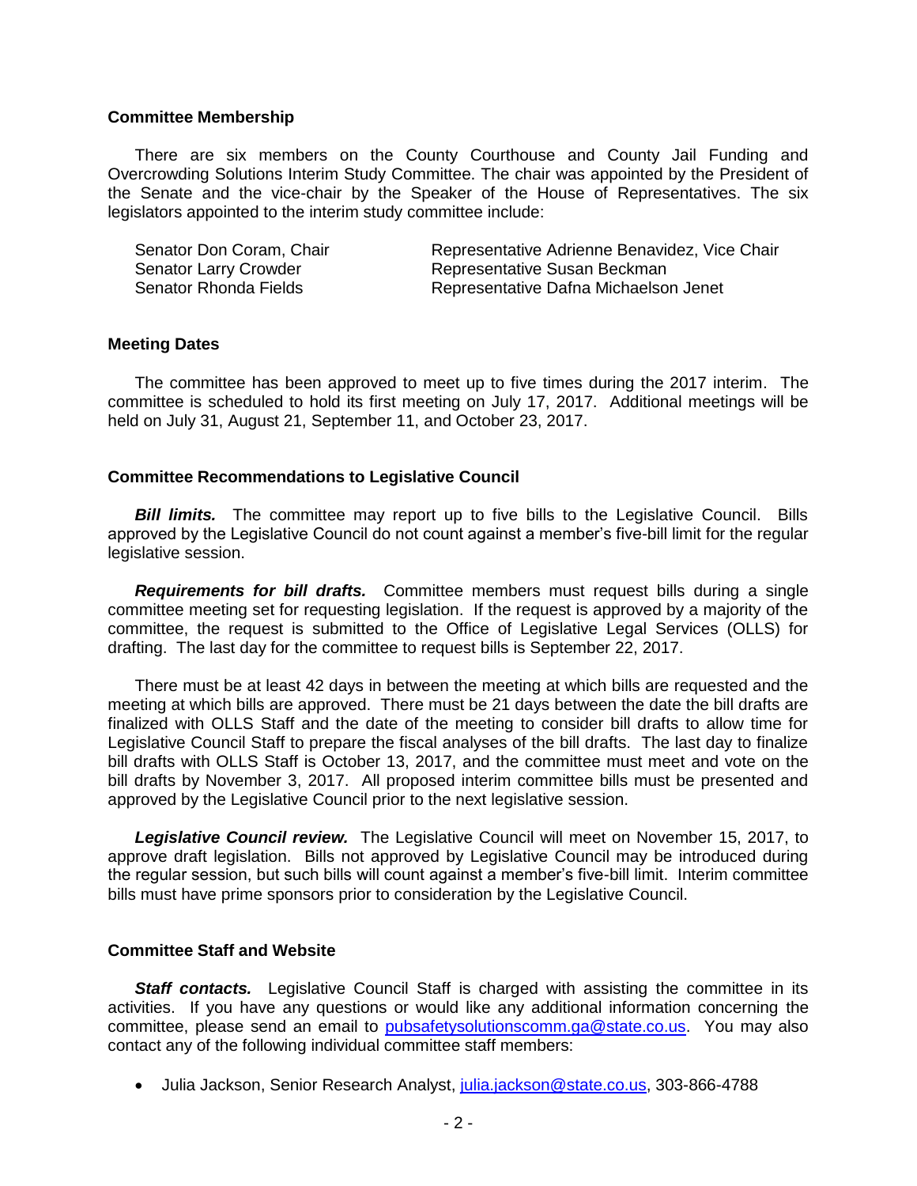### Committee Membership

There are six members on the County Courthouse and County Jail Funding and Overcrowding Solutions Interim Study Committee. The chair was appointed by the President of the Senate and the vice-chair by the Speaker of the House of Representatives. The six legislators appointed to the interim study committee include:

| | |
|---|---|
| Senator Don Coram, Chair | Representative Adrienne Benavidez, Vice Chair |
| Senator Larry Crowder | Representative Susan Beckman |
| Senator Rhonda Fields | Representative Dafna Michaelson Jenet |

### Meeting Dates

The committee has been approved to meet up to five times during the 2017 interim. The committee is scheduled to hold its first meeting on July 17, 2017. Additional meetings will be held on July 31, August 21, September 11, and October 23, 2017.

### Committee Recommendations to Legislative Council

***Bill limits.*** The committee may report up to five bills to the Legislative Council. Bills approved by the Legislative Council do not count against a member's five-bill limit for the regular legislative session.

***Requirements for bill drafts.*** Committee members must request bills during a single committee meeting set for requesting legislation. If the request is approved by a majority of the committee, the request is submitted to the Office of Legislative Legal Services (OLLS) for drafting. The last day for the committee to request bills is September 22, 2017.

There must be at least 42 days in between the meeting at which bills are requested and the meeting at which bills are approved. There must be 21 days between the date the bill drafts are finalized with OLLS Staff and the date of the meeting to consider bill drafts to allow time for Legislative Council Staff to prepare the fiscal analyses of the bill drafts. The last day to finalize bill drafts with OLLS Staff is October 13, 2017, and the committee must meet and vote on the bill drafts by November 3, 2017. All proposed interim committee bills must be presented and approved by the Legislative Council prior to the next legislative session.

***Legislative Council review.*** The Legislative Council will meet on November 15, 2017, to approve draft legislation. Bills not approved by Legislative Council may be introduced during the regular session, but such bills will count against a member's five-bill limit. Interim committee bills must have prime sponsors prior to consideration by the Legislative Council.

### Committee Staff and Website

***Staff contacts.*** Legislative Council Staff is charged with assisting the committee in its activities. If you have any questions or would like any additional information concerning the committee, please send an email to pubsafetysolutionscomm.ga@state.co.us. You may also contact any of the following individual committee staff members:

- Julia Jackson, Senior Research Analyst, julia.jackson@state.co.us, 303-866-4788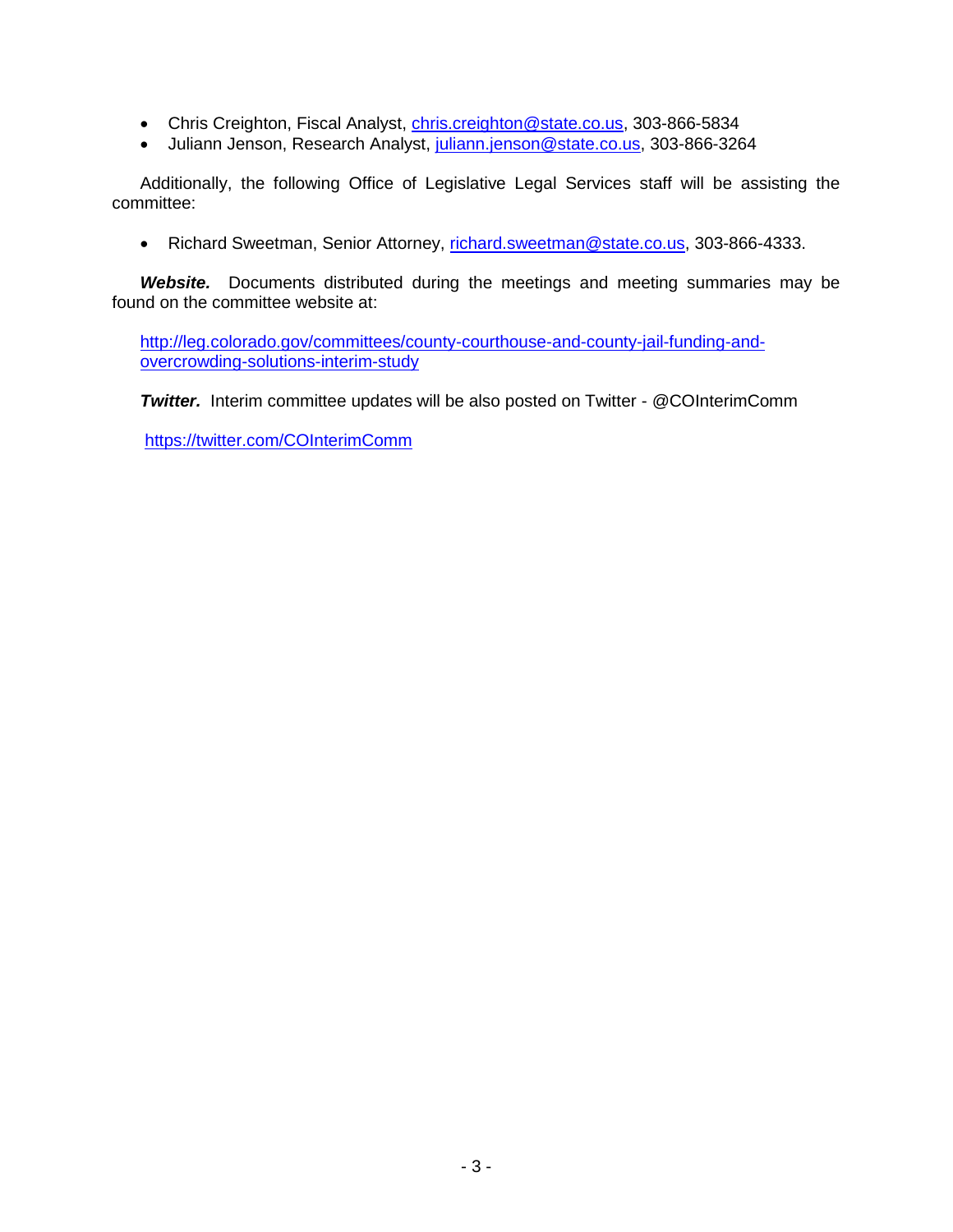- Chris Creighton, Fiscal Analyst, chris.creighton@state.co.us, 303-866-5834
- Juliann Jenson, Research Analyst, juliann.jenson@state.co.us, 303-866-3264

Additionally, the following Office of Legislative Legal Services staff will be assisting the committee:

- Richard Sweetman, Senior Attorney, richard.sweetman@state.co.us, 303-866-4333.

***Website.*** Documents distributed during the meetings and meeting summaries may be found on the committee website at:

http://leg.colorado.gov/committees/county-courthouse-and-county-jail-funding-and-overcrowding-solutions-interim-study

***Twitter.*** Interim committee updates will be also posted on Twitter - @COInterimComm

https://twitter.com/COInterimComm